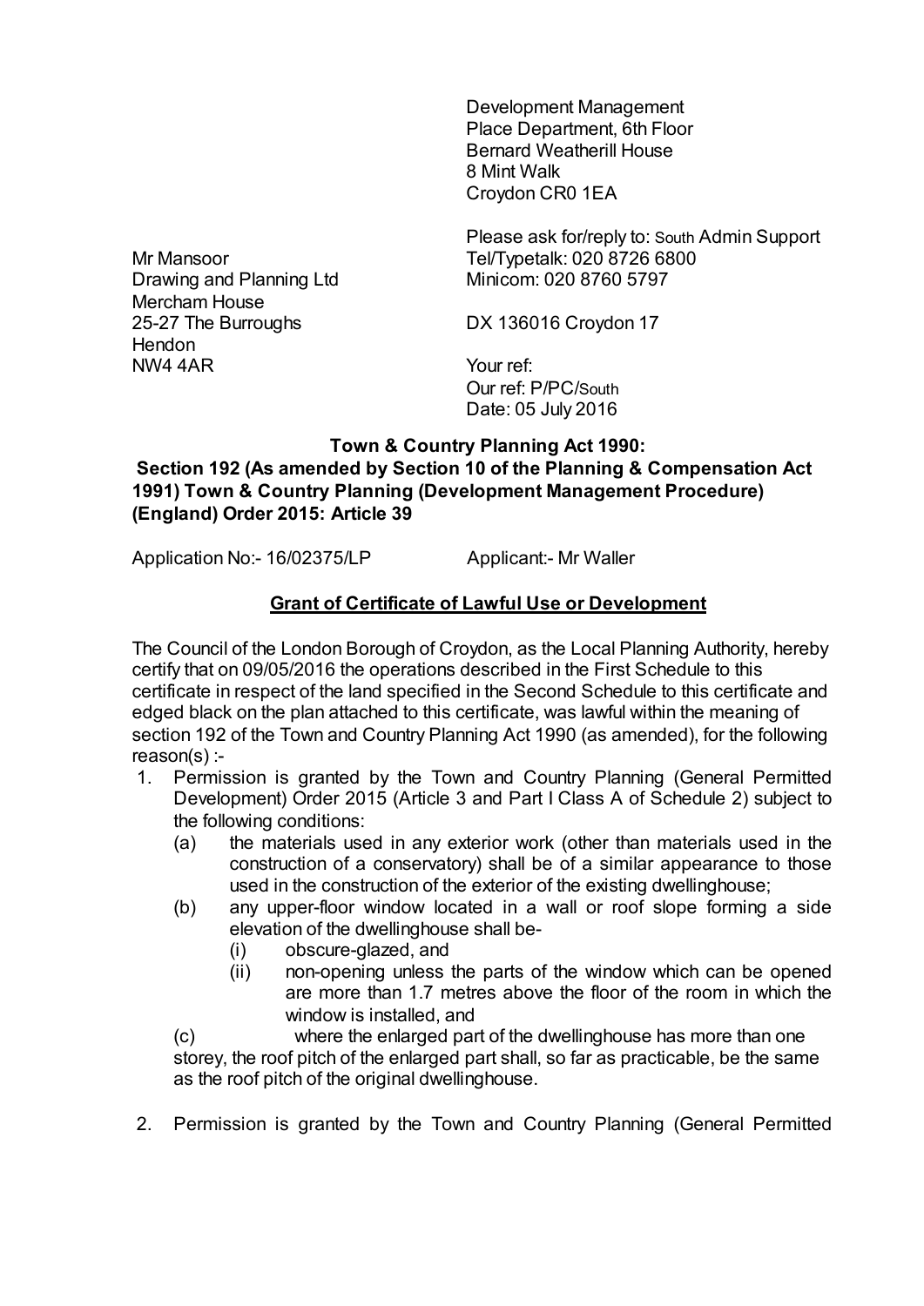Development Management
Place Department, 6th Floor
Bernard Weatherill House
8 Mint Walk
Croydon CR0 1EA

Please ask for/reply to: South Admin Support
Tel/Typetalk: 020 8726 6800
Minicom: 020 8760 5797

DX 136016 Croydon 17

Your ref:
Our ref: P/PC/South
Date: 05 July 2016

Mr Mansoor
Drawing and Planning Ltd
Mercham House
25-27 The Burroughs
Hendon
NW4 4AR

**Town & Country Planning Act 1990:**
**Section 192 (As amended by Section 10 of the Planning & Compensation Act 1991) Town & Country Planning (Development Management Procedure) (England) Order 2015: Article 39**

Application No:- 16/02375/LP Applicant:- Mr Waller

**Grant of Certificate of Lawful Use or Development**

The Council of the London Borough of Croydon, as the Local Planning Authority, hereby certify that on 09/05/2016 the operations described in the First Schedule to this certificate in respect of the land specified in the Second Schedule to this certificate and edged black on the plan attached to this certificate, was lawful within the meaning of section 192 of the Town and Country Planning Act 1990 (as amended), for the following reason(s) :-

1. Permission is granted by the Town and Country Planning (General Permitted Development) Order 2015 (Article 3 and Part I Class A of Schedule 2) subject to the following conditions:
   (a) the materials used in any exterior work (other than materials used in the construction of a conservatory) shall be of a similar appearance to those used in the construction of the exterior of the existing dwellinghouse;
   (b) any upper-floor window located in a wall or roof slope forming a side elevation of the dwellinghouse shall be-
      (i) obscure-glazed, and
      (ii) non-opening unless the parts of the window which can be opened are more than 1.7 metres above the floor of the room in which the window is installed, and
   (c) where the enlarged part of the dwellinghouse has more than one storey, the roof pitch of the enlarged part shall, so far as practicable, be the same as the roof pitch of the original dwellinghouse.

2. Permission is granted by the Town and Country Planning (General Permitted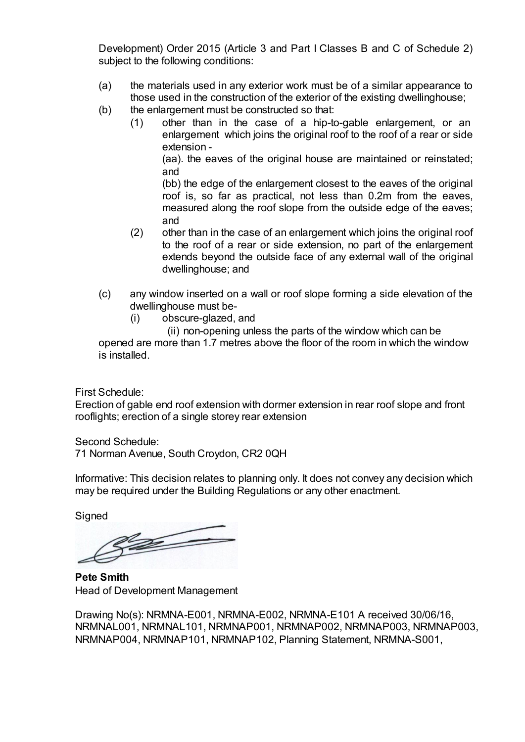Development) Order 2015 (Article 3 and Part I Classes B and C of Schedule 2) subject to the following conditions:

(a) the materials used in any exterior work must be of a similar appearance to those used in the construction of the exterior of the existing dwellinghouse;

(b) the enlargement must be constructed so that:

(1) other than in the case of a hip-to-gable enlargement, or an enlargement which joins the original roof to the roof of a rear or side extension -

(aa). the eaves of the original house are maintained or reinstated; and

(bb) the edge of the enlargement closest to the eaves of the original roof is, so far as practical, not less than 0.2m from the eaves, measured along the roof slope from the outside edge of the eaves; and

(2) other than in the case of an enlargement which joins the original roof to the roof of a rear or side extension, no part of the enlargement extends beyond the outside face of any external wall of the original dwellinghouse; and

(c) any window inserted on a wall or roof slope forming a side elevation of the dwellinghouse must be-

(i) obscure-glazed, and

(ii) non-opening unless the parts of the window which can be opened are more than 1.7 metres above the floor of the room in which the window is installed.

First Schedule:
Erection of gable end roof extension with dormer extension in rear roof slope and front rooflights; erection of a single storey rear extension

Second Schedule:
71 Norman Avenue, South Croydon, CR2 0QH

Informative: This decision relates to planning only. It does not convey any decision which may be required under the Building Regulations or any other enactment.

Signed

**Pete Smith**
Head of Development Management

Drawing No(s): NRMNA-E001, NRMNA-E002, NRMNA-E101 A received 30/06/16, NRMNAL001, NRMNAL101, NRMNAP001, NRMNAP002, NRMNAP003, NRMNAP003, NRMNAP004, NRMNAP101, NRMNAP102, Planning Statement, NRMNA-S001,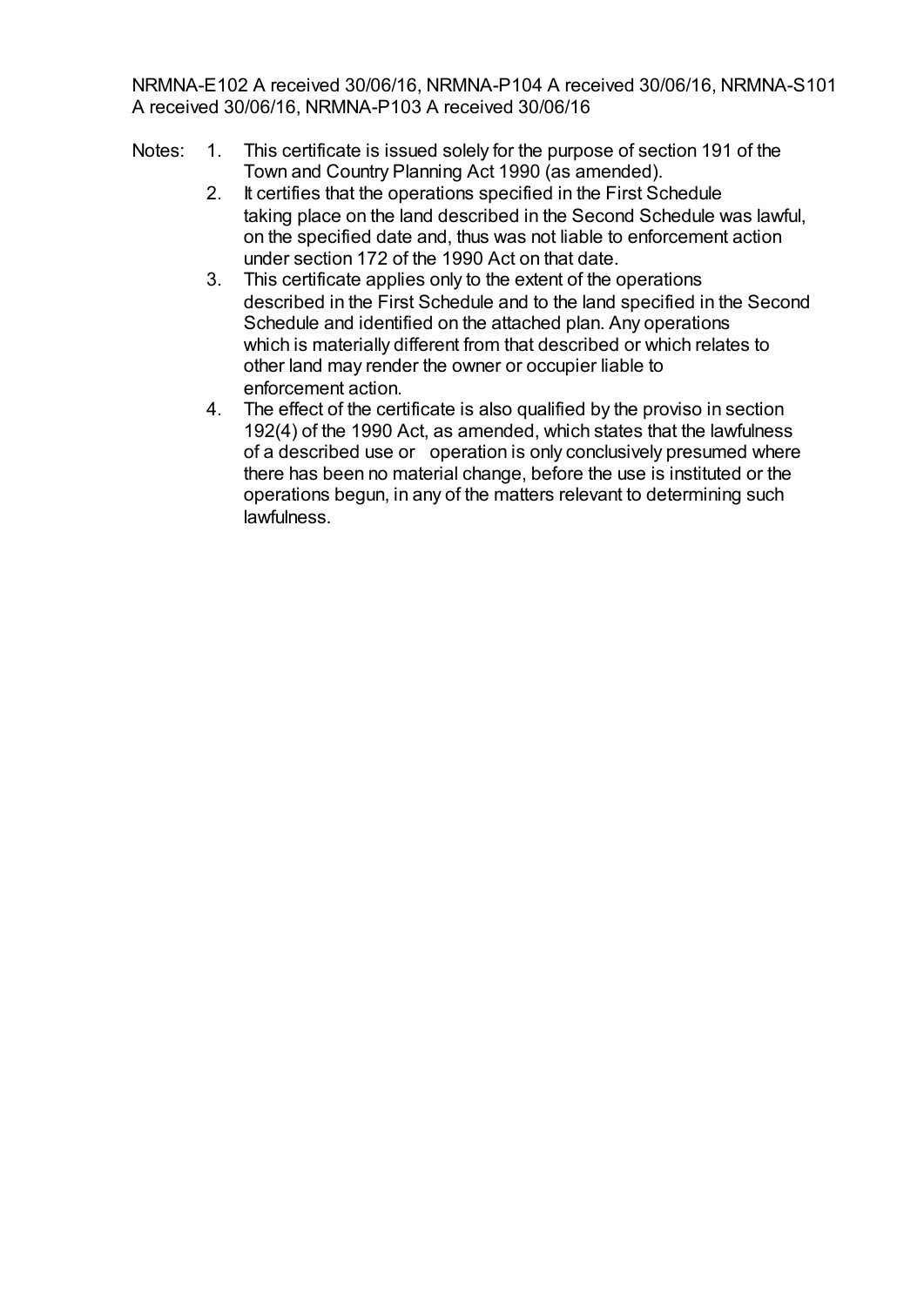NRMNA-E102 A received 30/06/16, NRMNA-P104 A received 30/06/16, NRMNA-S101 A received 30/06/16, NRMNA-P103 A received 30/06/16

Notes:

1. This certificate is issued solely for the purpose of section 191 of the Town and Country Planning Act 1990 (as amended).
2. It certifies that the operations specified in the First Schedule taking place on the land described in the Second Schedule was lawful, on the specified date and, thus was not liable to enforcement action under section 172 of the 1990 Act on that date.
3. This certificate applies only to the extent of the operations described in the First Schedule and to the land specified in the Second Schedule and identified on the attached plan. Any operations which is materially different from that described or which relates to other land may render the owner or occupier liable to enforcement action.
4. The effect of the certificate is also qualified by the proviso in section 192(4) of the 1990 Act, as amended, which states that the lawfulness of a described use or operation is only conclusively presumed where there has been no material change, before the use is instituted or the operations begun, in any of the matters relevant to determining such lawfulness.